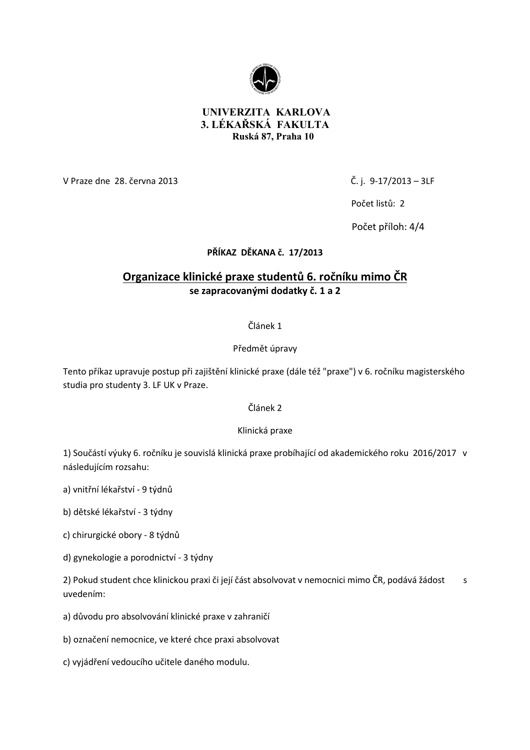**UNIVERZITA KARLOVA**
**3. LÉKAŘSKÁ FAKULTA**
**Ruská 87, Praha 10**

V Praze dne 28. června 2013

Č. j. 9-17/2013 – 3LF

Počet listů: 2

Počet příloh: 4/4

**PŘÍKAZ DĚKANA č. 17/2013**

# Organizace klinické praxe studentů 6. ročníku mimo ČR

**se zapracovanými dodatky č. 1 a 2**

Článek 1

Předmět úpravy

Tento příkaz upravuje postup při zajištění klinické praxe (dále též "praxe") v 6. ročníku magisterského studia pro studenty 3. LF UK v Praze.

Článek 2

Klinická praxe

1) Součástí výuky 6. ročníku je souvislá klinická praxe probíhající od akademického roku 2016/2017 v následujícím rozsahu:

a) vnitřní lékařství - 9 týdnů

b) dětské lékařství - 3 týdny

c) chirurgické obory - 8 týdnů

d) gynekologie a porodnictví - 3 týdny

2) Pokud student chce klinickou praxi či její část absolvovat v nemocnici mimo ČR, podává žádost s uvedením:

a) důvodu pro absolvování klinické praxe v zahraničí

b) označení nemocnice, ve které chce praxi absolvovat

c) vyjádření vedoucího učitele daného modulu.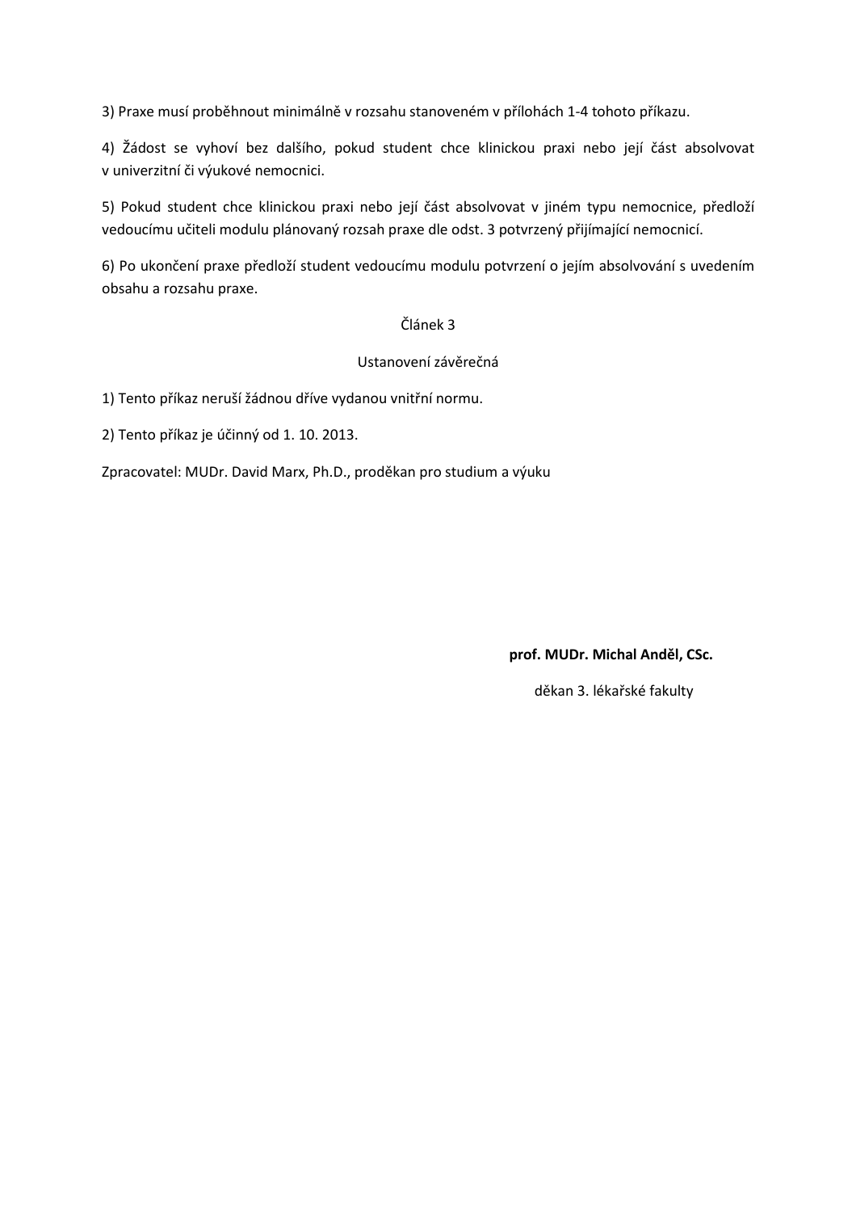3) Praxe musí proběhnout minimálně v rozsahu stanoveném v přílohách 1-4 tohoto příkazu.

4) Žádost se vyhoví bez dalšího, pokud student chce klinickou praxi nebo její část absolvovat v univerzitní či výukové nemocnici.

5) Pokud student chce klinickou praxi nebo její část absolvovat v jiném typu nemocnice, předloží vedoucímu učiteli modulu plánovaný rozsah praxe dle odst. 3 potvrzený přijímající nemocnicí.

6) Po ukončení praxe předloží student vedoucímu modulu potvrzení o jejím absolvování s uvedením obsahu a rozsahu praxe.

Článek 3

Ustanovení závěrečná

1) Tento příkaz neruší žádnou dříve vydanou vnitřní normu.

2) Tento příkaz je účinný od 1. 10. 2013.

Zpracovatel: MUDr. David Marx, Ph.D., proděkan pro studium a výuku

**prof. MUDr. Michal Anděl, CSc.**

děkan 3. lékařské fakulty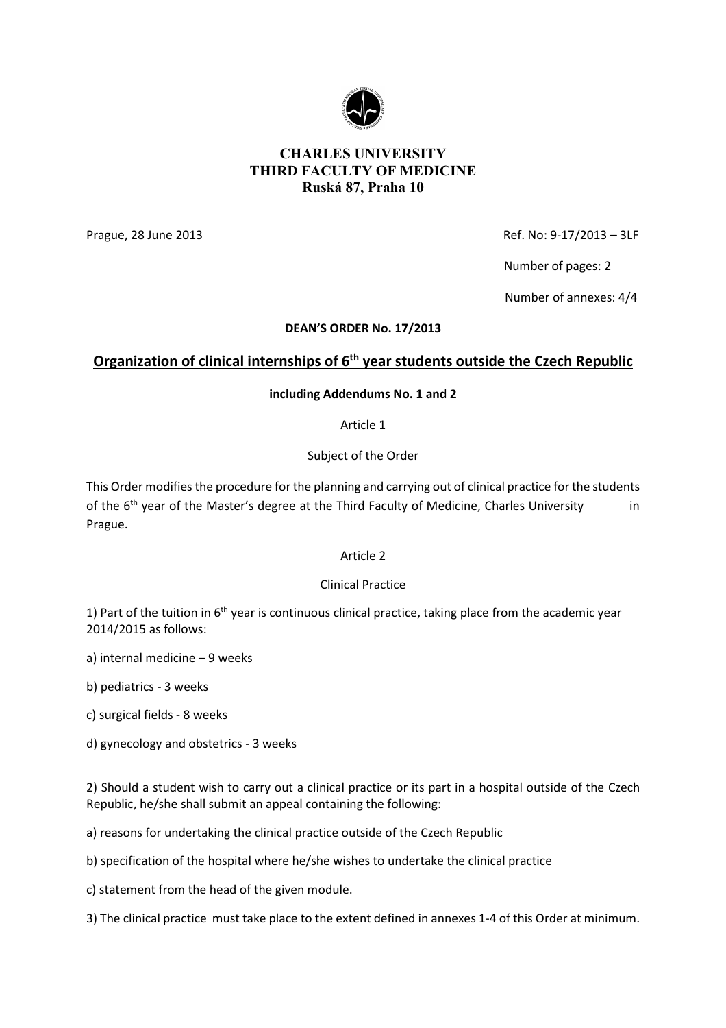**CHARLES UNIVERSITY**
**THIRD FACULTY OF MEDICINE**
**Ruská 87, Praha 10**

Prague, 28 June 2013

Ref. No: 9-17/2013 – 3LF

Number of pages: 2

Number of annexes: 4/4

**DEAN'S ORDER No. 17/2013**

## Organization of clinical internships of 6th year students outside the Czech Republic

**including Addendums No. 1 and 2**

Article 1

Subject of the Order

This Order modifies the procedure for the planning and carrying out of clinical practice for the students of the 6th year of the Master's degree at the Third Faculty of Medicine, Charles University in Prague.

Article 2

Clinical Practice

1) Part of the tuition in 6th year is continuous clinical practice, taking place from the academic year 2014/2015 as follows:

a) internal medicine – 9 weeks

b) pediatrics - 3 weeks

c) surgical fields - 8 weeks

d) gynecology and obstetrics - 3 weeks

2) Should a student wish to carry out a clinical practice or its part in a hospital outside of the Czech Republic, he/she shall submit an appeal containing the following:

a) reasons for undertaking the clinical practice outside of the Czech Republic

b) specification of the hospital where he/she wishes to undertake the clinical practice

c) statement from the head of the given module.

3) The clinical practice must take place to the extent defined in annexes 1-4 of this Order at minimum.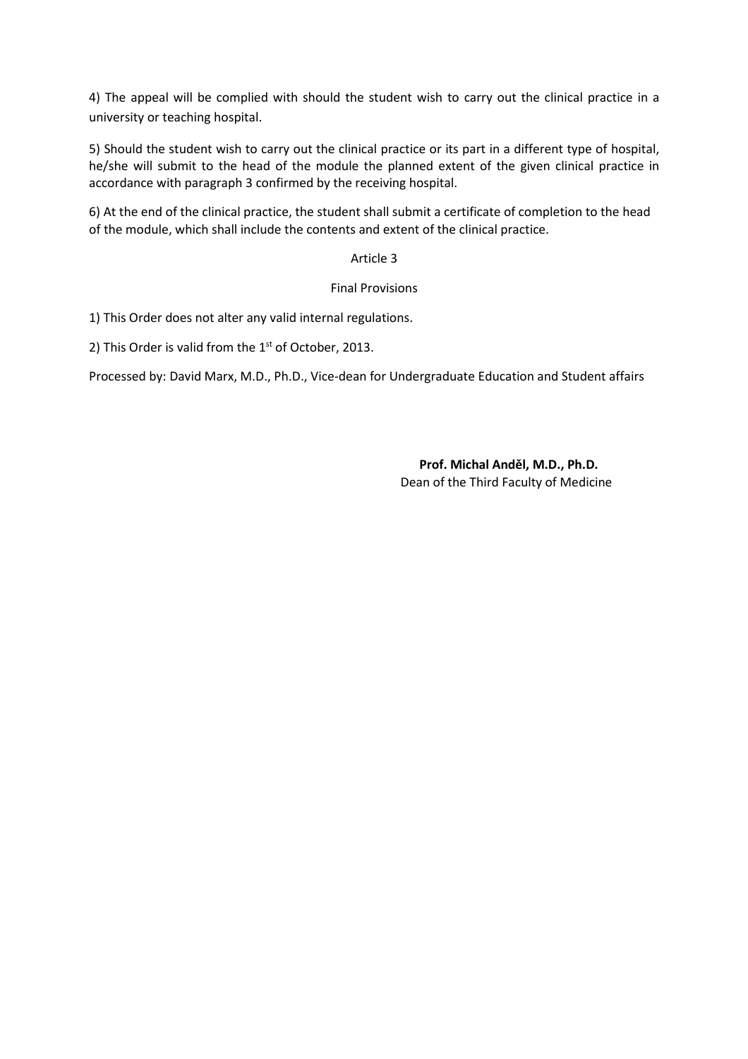4) The appeal will be complied with should the student wish to carry out the clinical practice in a university or teaching hospital.

5) Should the student wish to carry out the clinical practice or its part in a different type of hospital, he/she will submit to the head of the module the planned extent of the given clinical practice in accordance with paragraph 3 confirmed by the receiving hospital.

6) At the end of the clinical practice, the student shall submit a certificate of completion to the head of the module, which shall include the contents and extent of the clinical practice.

## Article 3

## Final Provisions

1) This Order does not alter any valid internal regulations.

2) This Order is valid from the 1st of October, 2013.

Processed by: David Marx, M.D., Ph.D., Vice-dean for Undergraduate Education and Student affairs

**Prof. Michal Anděl, M.D., Ph.D.**
Dean of the Third Faculty of Medicine